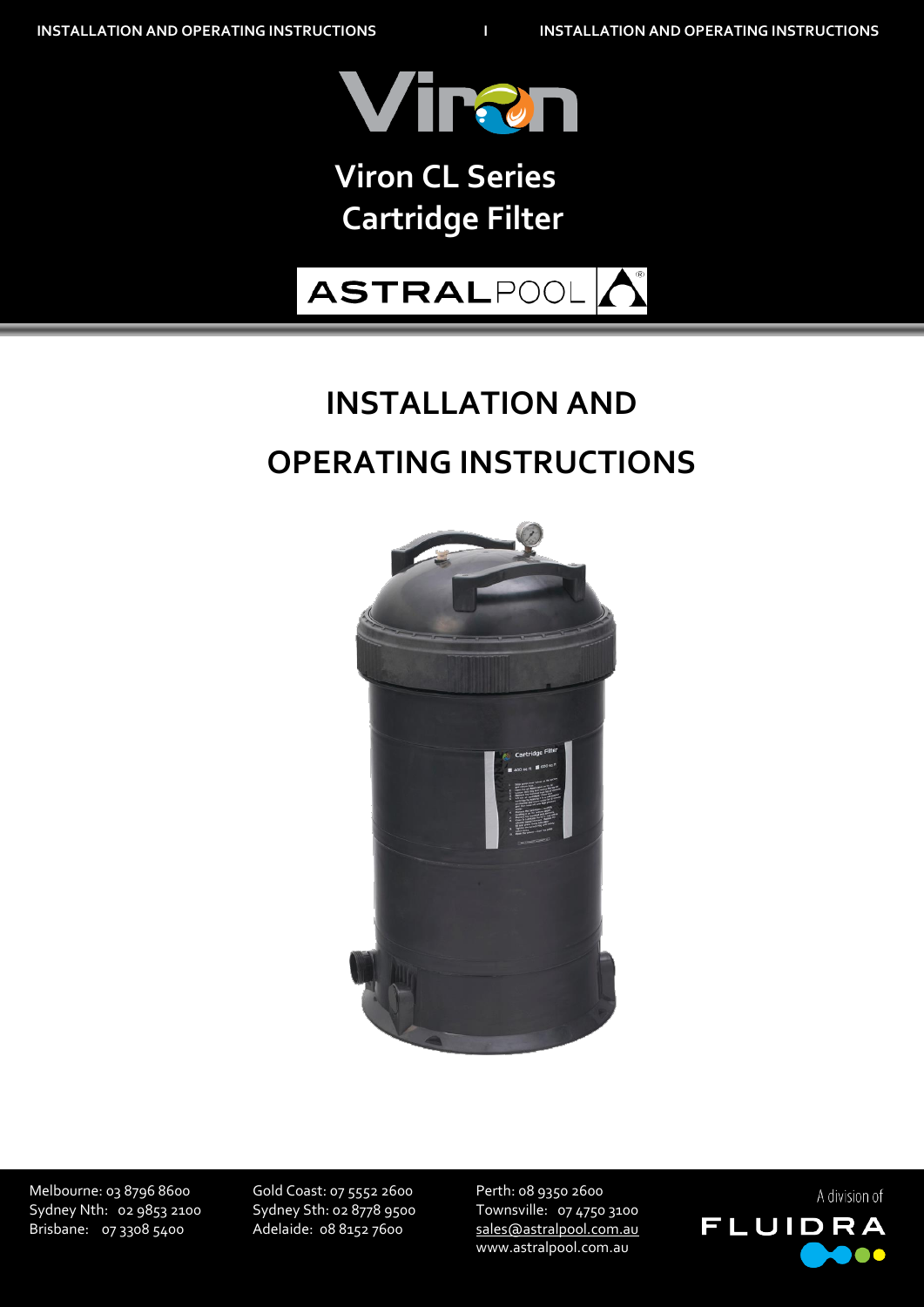# Viron CL Series Cartridge Filter

ASTRALPOOL

# INSTALLATION AND OPERATING INSTRUCTIONS

Melbourne: 03 8796 8600
Sydney Nth: 02 9853 2100
Brisbane: 07 3308 5400

Gold Coast: 07 5552 2600
Sydney Sth: 02 8778 9500
Adelaide: 08 8152 7600

Perth: 08 9350 2600
Townsville: 07 4750 3100
sales@astralpool.com.au
www.astralpool.com.au

A division of FLUIDRA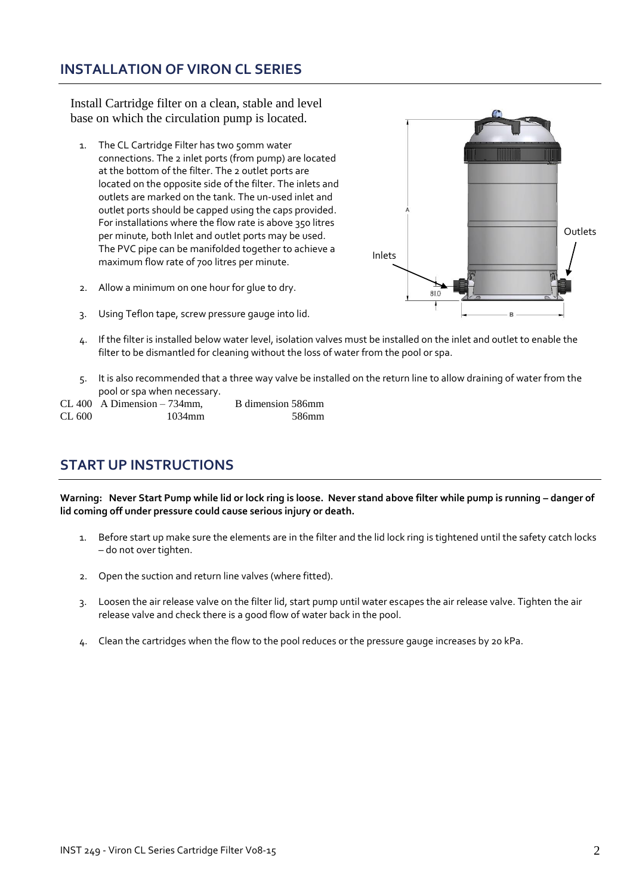## INSTALLATION OF VIRON CL SERIES

Install Cartridge filter on a clean, stable and level base on which the circulation pump is located.

1. The CL Cartridge Filter has two 50mm water connections. The 2 inlet ports (from pump) are located at the bottom of the filter. The 2 outlet ports are located on the opposite side of the filter. The inlets and outlets are marked on the tank. The un-used inlet and outlet ports should be capped using the caps provided. For installations where the flow rate is above 350 litres per minute, both Inlet and outlet ports may be used. The PVC pipe can be manifolded together to achieve a maximum flow rate of 700 litres per minute.

2. Allow a minimum on one hour for glue to dry.

3. Using Teflon tape, screw pressure gauge into lid.

4. If the filter is installed below water level, isolation valves must be installed on the inlet and outlet to enable the filter to be dismantled for cleaning without the loss of water from the pool or spa.

5. It is also recommended that a three way valve be installed on the return line to allow draining of water from the pool or spa when necessary.

| Model | A Dimension | B dimension |
|---|---|---|
| CL 400 | 734mm | 586mm |
| CL 600 | 1034mm | 586mm |

## START UP INSTRUCTIONS

**Warning: Never Start Pump while lid or lock ring is loose. Never stand above filter while pump is running – danger of lid coming off under pressure could cause serious injury or death.**

1. Before start up make sure the elements are in the filter and the lid lock ring is tightened until the safety catch locks – do not over tighten.

2. Open the suction and return line valves (where fitted).

3. Loosen the air release valve on the filter lid, start pump until water escapes the air release valve. Tighten the air release valve and check there is a good flow of water back in the pool.

4. Clean the cartridges when the flow to the pool reduces or the pressure gauge increases by 20 kPa.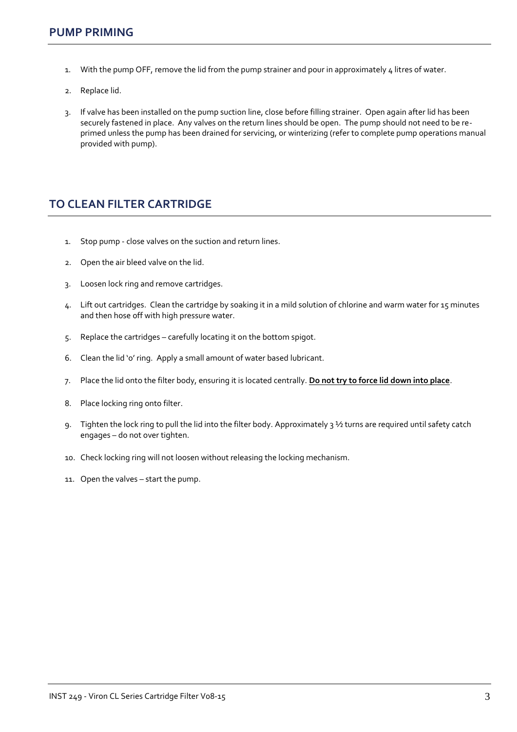## PUMP PRIMING

1. With the pump OFF, remove the lid from the pump strainer and pour in approximately 4 litres of water.
2. Replace lid.
3. If valve has been installed on the pump suction line, close before filling strainer. Open again after lid has been securely fastened in place. Any valves on the return lines should be open. The pump should not need to be re-primed unless the pump has been drained for servicing, or winterizing (refer to complete pump operations manual provided with pump).

## TO CLEAN FILTER CARTRIDGE

1. Stop pump - close valves on the suction and return lines.
2. Open the air bleed valve on the lid.
3. Loosen lock ring and remove cartridges.
4. Lift out cartridges. Clean the cartridge by soaking it in a mild solution of chlorine and warm water for 15 minutes and then hose off with high pressure water.
5. Replace the cartridges – carefully locating it on the bottom spigot.
6. Clean the lid 'o' ring. Apply a small amount of water based lubricant.
7. Place the lid onto the filter body, ensuring it is located centrally. **Do not try to force lid down into place**.
8. Place locking ring onto filter.
9. Tighten the lock ring to pull the lid into the filter body. Approximately 3 ½ turns are required until safety catch engages – do not over tighten.
10. Check locking ring will not loosen without releasing the locking mechanism.
11. Open the valves – start the pump.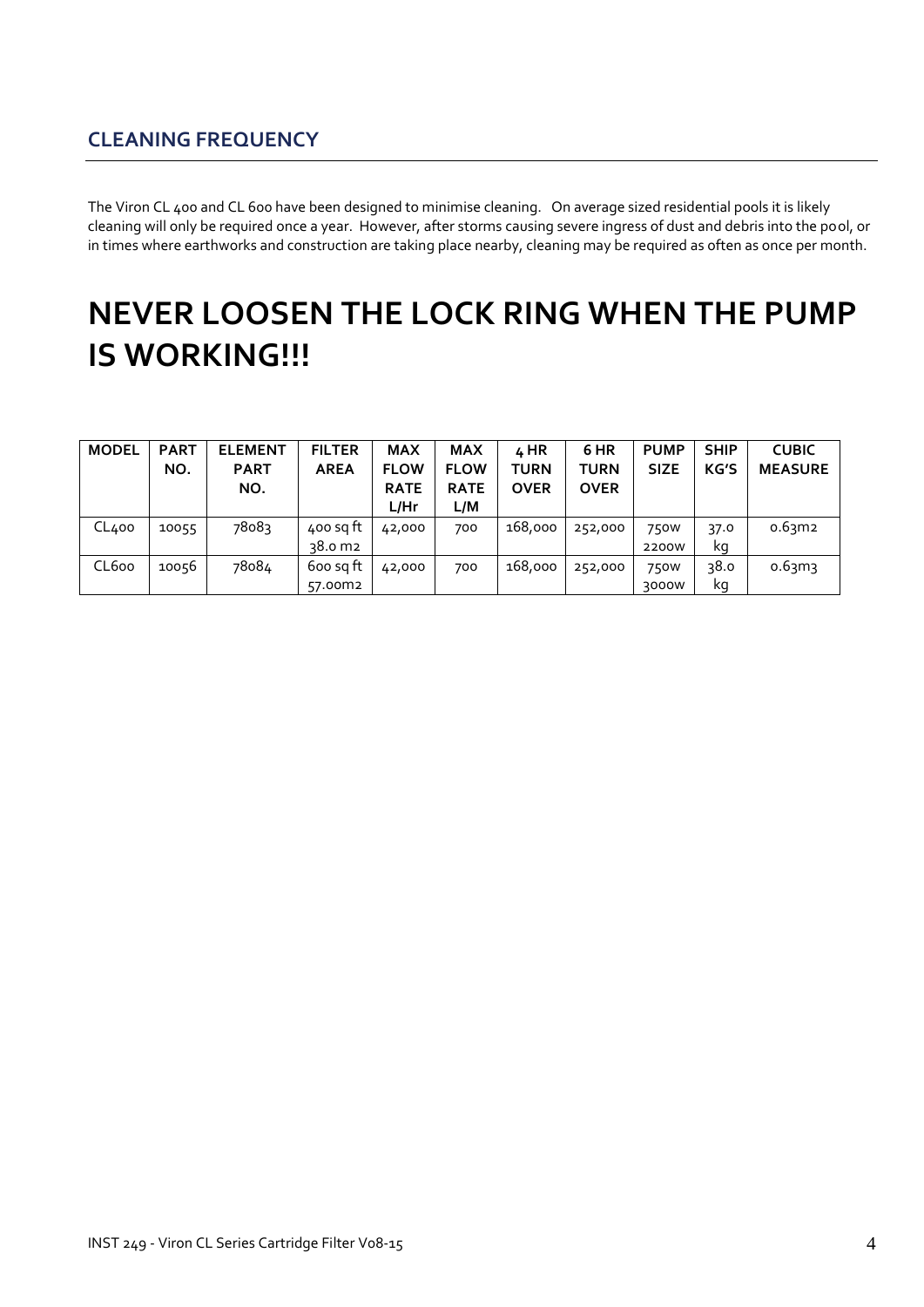## CLEANING FREQUENCY

The Viron CL 400 and CL 600 have been designed to minimise cleaning. On average sized residential pools it is likely cleaning will only be required once a year. However, after storms causing severe ingress of dust and debris into the pool, or in times where earthworks and construction are taking place nearby, cleaning may be required as often as once per month.

# NEVER LOOSEN THE LOCK RING WHEN THE PUMP IS WORKING!!!

| MODEL | PART NO. | ELEMENT PART NO. | FILTER AREA | MAX FLOW RATE L/Hr | MAX FLOW RATE L/M | 4 HR TURN OVER | 6 HR TURN OVER | PUMP SIZE | SHIP KG'S | CUBIC MEASURE |
|---|---|---|---|---|---|---|---|---|---|---|
| CL400 | 10055 | 78083 | 400 sq ft 38.0 m2 | 42,000 | 700 | 168,000 | 252,000 | 750w 2200w | 37.0 kg | 0.63m2 |
| CL600 | 10056 | 78084 | 600 sq ft 57.00m2 | 42,000 | 700 | 168,000 | 252,000 | 750w 3000w | 38.0 kg | 0.63m3 |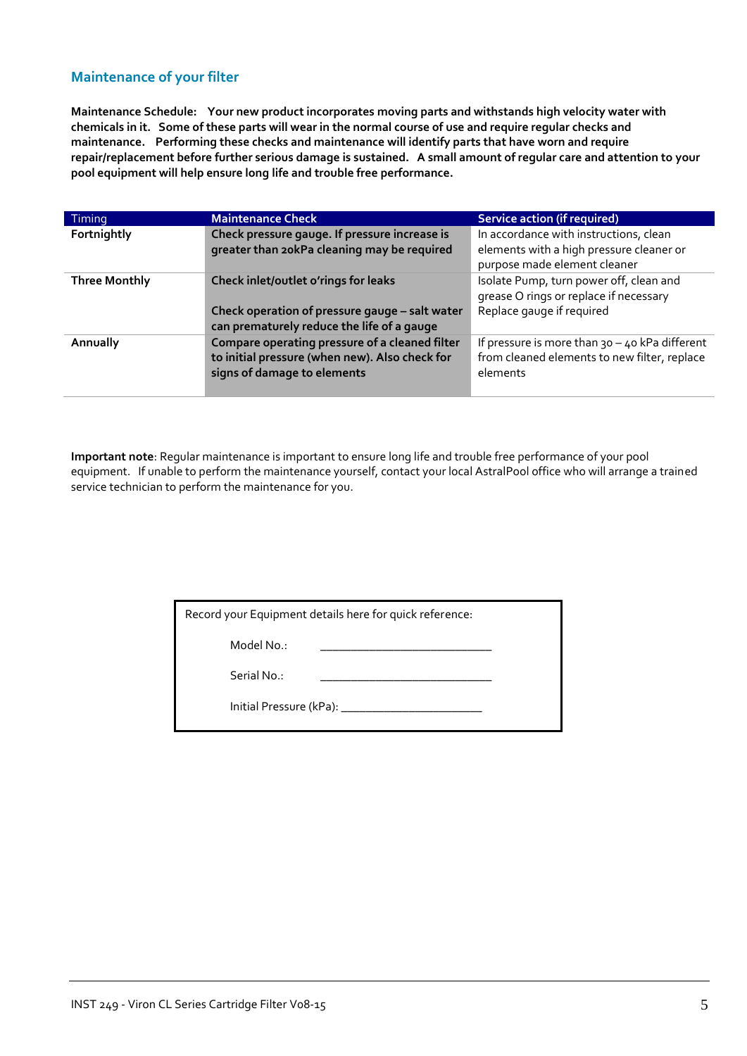## Maintenance of your filter

**Maintenance Schedule: Your new product incorporates moving parts and withstands high velocity water with chemicals in it. Some of these parts will wear in the normal course of use and require regular checks and maintenance. Performing these checks and maintenance will identify parts that have worn and require repair/replacement before further serious damage is sustained. A small amount of regular care and attention to your pool equipment will help ensure long life and trouble free performance.**

| Timing | Maintenance Check | Service action (if required) |
|---|---|---|
| **Fortnightly** | **Check pressure gauge. If pressure increase is greater than 20kPa cleaning may be required** | In accordance with instructions, clean elements with a high pressure cleaner or purpose made element cleaner |
| **Three Monthly** | **Check inlet/outlet o'rings for leaks** | Isolate Pump, turn power off, clean and grease O rings or replace if necessary |
| | **Check operation of pressure gauge – salt water can prematurely reduce the life of a gauge** | Replace gauge if required |
| **Annually** | **Compare operating pressure of a cleaned filter to initial pressure (when new). Also check for signs of damage to elements** | If pressure is more than 30 – 40 kPa different from cleaned elements to new filter, replace elements |

**Important note**: Regular maintenance is important to ensure long life and trouble free performance of your pool equipment. If unable to perform the maintenance yourself, contact your local AstralPool office who will arrange a trained service technician to perform the maintenance for you.

Record your Equipment details here for quick reference:

Model No.: ____________________________

Serial No.: ____________________________

Initial Pressure (kPa): _______________________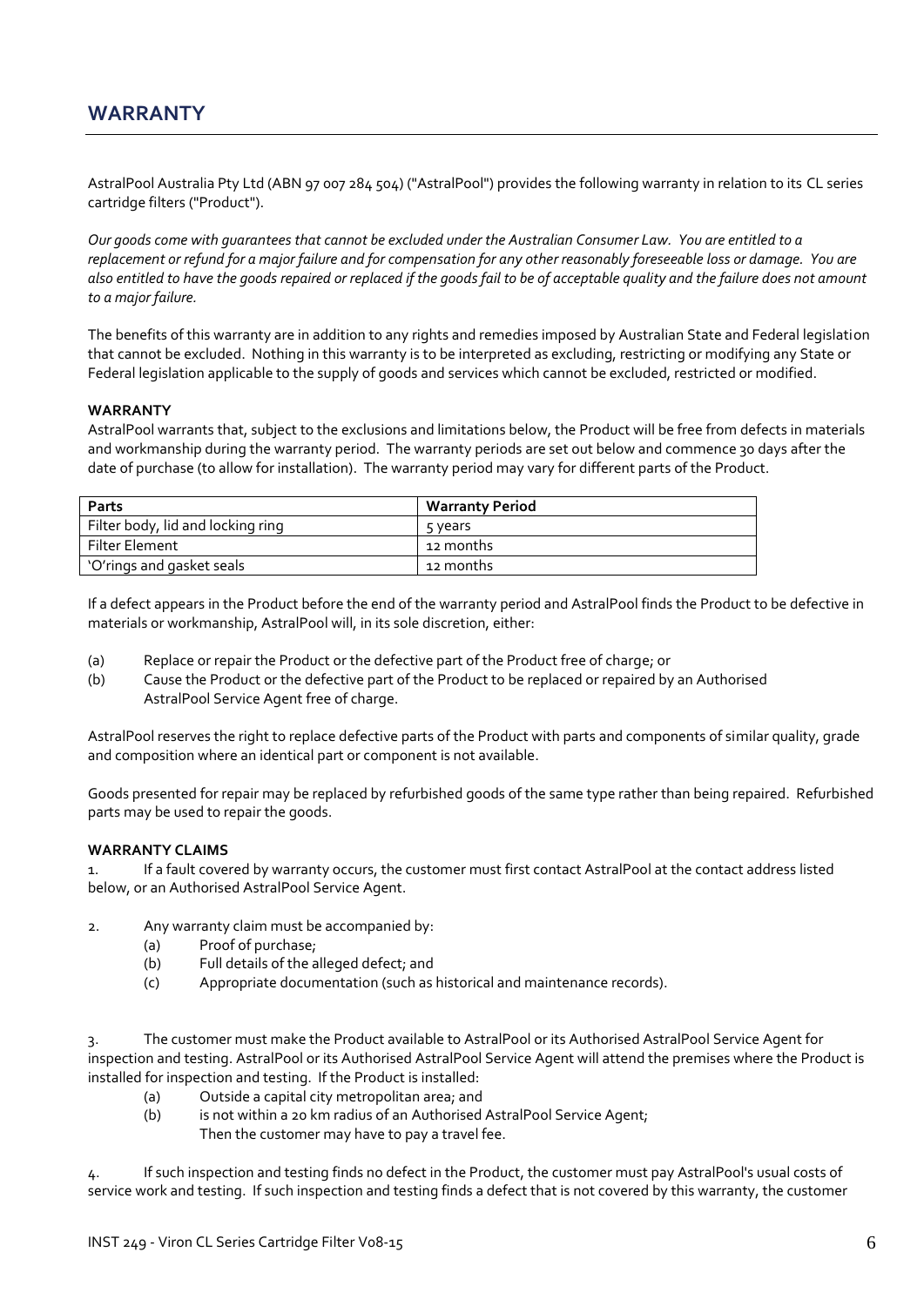## WARRANTY

AstralPool Australia Pty Ltd (ABN 97 007 284 504) ("AstralPool") provides the following warranty in relation to its CL series cartridge filters ("Product").

*Our goods come with guarantees that cannot be excluded under the Australian Consumer Law. You are entitled to a replacement or refund for a major failure and for compensation for any other reasonably foreseeable loss or damage. You are also entitled to have the goods repaired or replaced if the goods fail to be of acceptable quality and the failure does not amount to a major failure.*

The benefits of this warranty are in addition to any rights and remedies imposed by Australian State and Federal legislation that cannot be excluded. Nothing in this warranty is to be interpreted as excluding, restricting or modifying any State or Federal legislation applicable to the supply of goods and services which cannot be excluded, restricted or modified.

**WARRANTY**

AstralPool warrants that, subject to the exclusions and limitations below, the Product will be free from defects in materials and workmanship during the warranty period. The warranty periods are set out below and commence 30 days after the date of purchase (to allow for installation). The warranty period may vary for different parts of the Product.

| Parts | Warranty Period |
|---|---|
| Filter body, lid and locking ring | 5 years |
| Filter Element | 12 months |
| 'O'rings and gasket seals | 12 months |

If a defect appears in the Product before the end of the warranty period and AstralPool finds the Product to be defective in materials or workmanship, AstralPool will, in its sole discretion, either:

(a) Replace or repair the Product or the defective part of the Product free of charge; or

(b) Cause the Product or the defective part of the Product to be replaced or repaired by an Authorised AstralPool Service Agent free of charge.

AstralPool reserves the right to replace defective parts of the Product with parts and components of similar quality, grade and composition where an identical part or component is not available.

Goods presented for repair may be replaced by refurbished goods of the same type rather than being repaired. Refurbished parts may be used to repair the goods.

**WARRANTY CLAIMS**

1. If a fault covered by warranty occurs, the customer must first contact AstralPool at the contact address listed below, or an Authorised AstralPool Service Agent.

2. Any warranty claim must be accompanied by:
   (a) Proof of purchase;
   (b) Full details of the alleged defect; and
   (c) Appropriate documentation (such as historical and maintenance records).

3. The customer must make the Product available to AstralPool or its Authorised AstralPool Service Agent for inspection and testing. AstralPool or its Authorised AstralPool Service Agent will attend the premises where the Product is installed for inspection and testing. If the Product is installed:
   (a) Outside a capital city metropolitan area; and
   (b) is not within a 20 km radius of an Authorised AstralPool Service Agent;
   Then the customer may have to pay a travel fee.

4. If such inspection and testing finds no defect in the Product, the customer must pay AstralPool's usual costs of service work and testing. If such inspection and testing finds a defect that is not covered by this warranty, the customer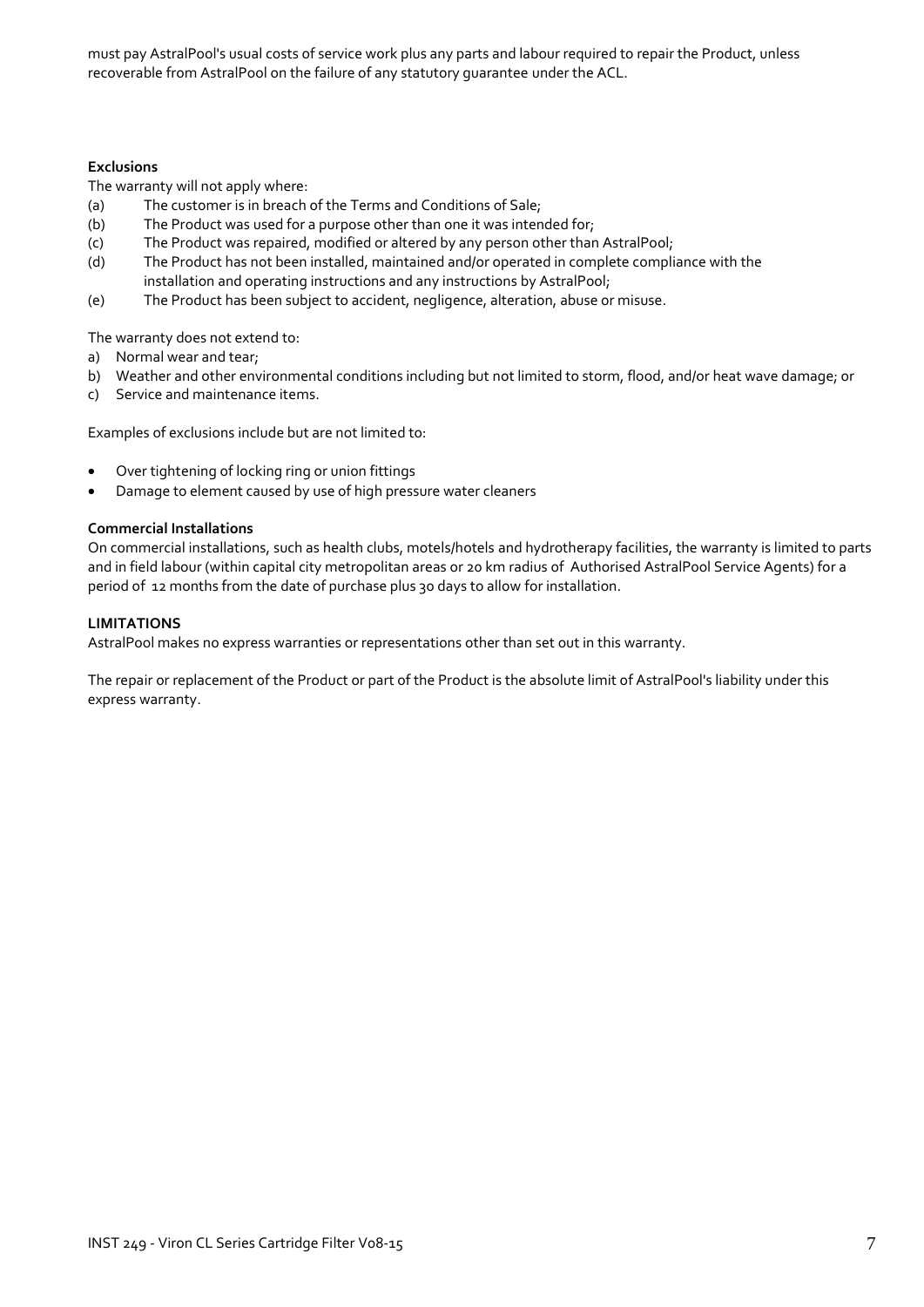must pay AstralPool's usual costs of service work plus any parts and labour required to repair the Product, unless recoverable from AstralPool on the failure of any statutory guarantee under the ACL.

**Exclusions**

The warranty will not apply where:

(a) The customer is in breach of the Terms and Conditions of Sale;
(b) The Product was used for a purpose other than one it was intended for;
(c) The Product was repaired, modified or altered by any person other than AstralPool;
(d) The Product has not been installed, maintained and/or operated in complete compliance with the installation and operating instructions and any instructions by AstralPool;
(e) The Product has been subject to accident, negligence, alteration, abuse or misuse.

The warranty does not extend to:

a) Normal wear and tear;
b) Weather and other environmental conditions including but not limited to storm, flood, and/or heat wave damage; or
c) Service and maintenance items.

Examples of exclusions include but are not limited to:

- Over tightening of locking ring or union fittings
- Damage to element caused by use of high pressure water cleaners

**Commercial Installations**

On commercial installations, such as health clubs, motels/hotels and hydrotherapy facilities, the warranty is limited to parts and in field labour (within capital city metropolitan areas or 20 km radius of Authorised AstralPool Service Agents) for a period of 12 months from the date of purchase plus 30 days to allow for installation.

**LIMITATIONS**

AstralPool makes no express warranties or representations other than set out in this warranty.

The repair or replacement of the Product or part of the Product is the absolute limit of AstralPool's liability under this express warranty.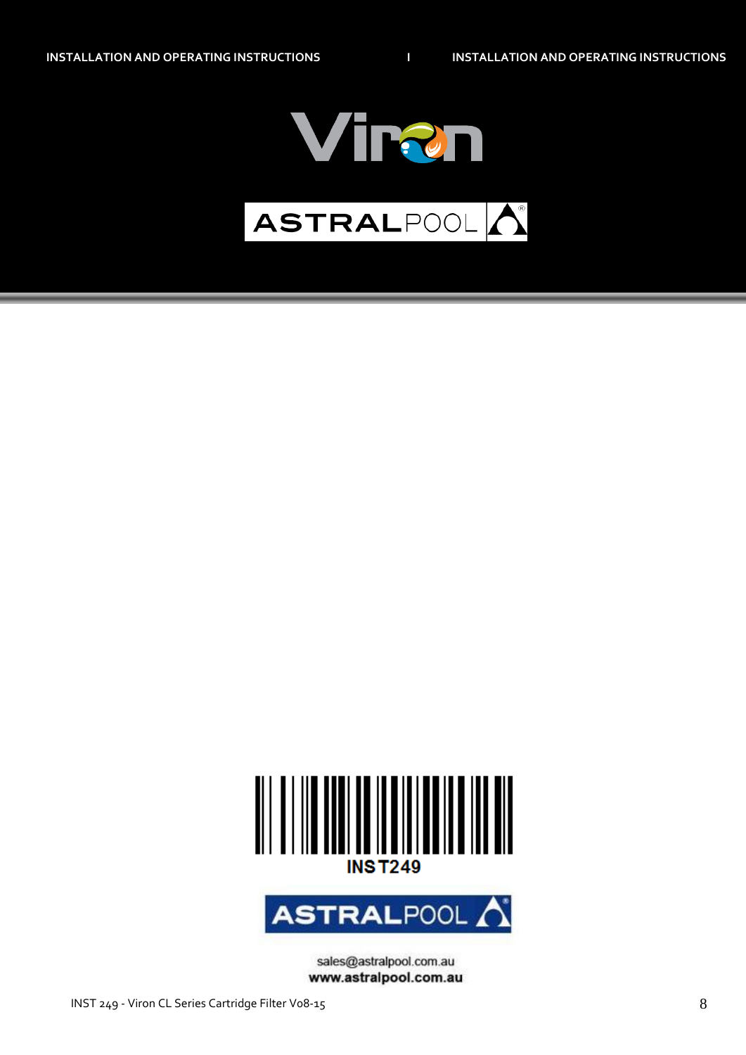INST249

sales@astralpool.com.au

www.astralpool.com.au